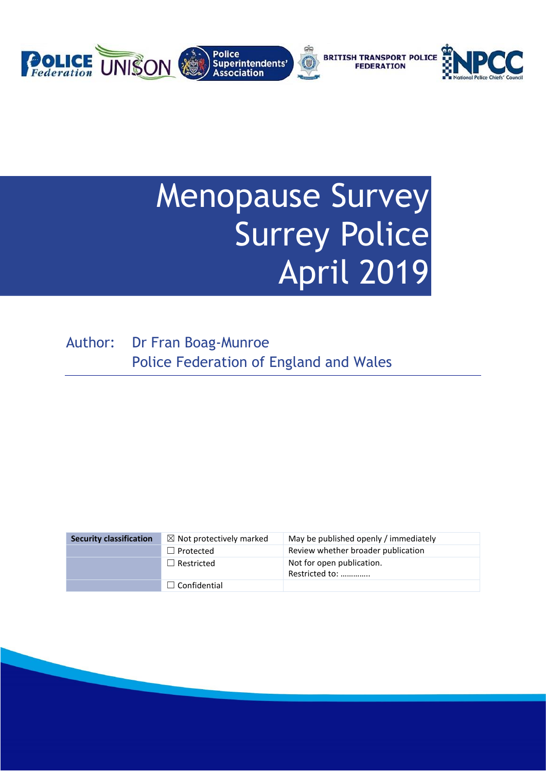# Menopause Survey Surrey Police April 2019

Author: Dr Fran Boag-Munroe
Police Federation of England and Wales

| Security classification | ☒ Not protectively marked | May be published openly / immediately |
|---|---|---|
| | ☐ Protected | Review whether broader publication |
| | ☐ Restricted | Not for open publication.<br>Restricted to: ………….. |
| | ☐ Confidential | |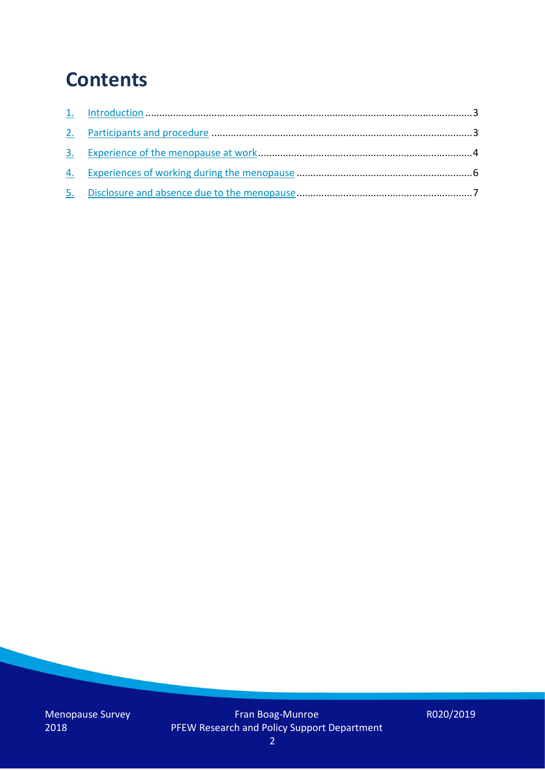# Contents

1. Introduction ........................................................................................................................3
2. Participants and procedure ...............................................................................................3
3. Experience of the menopause at work..............................................................................4
4. Experiences of working during the menopause ................................................................6
5. Disclosure and absence due to the menopause.................................................................7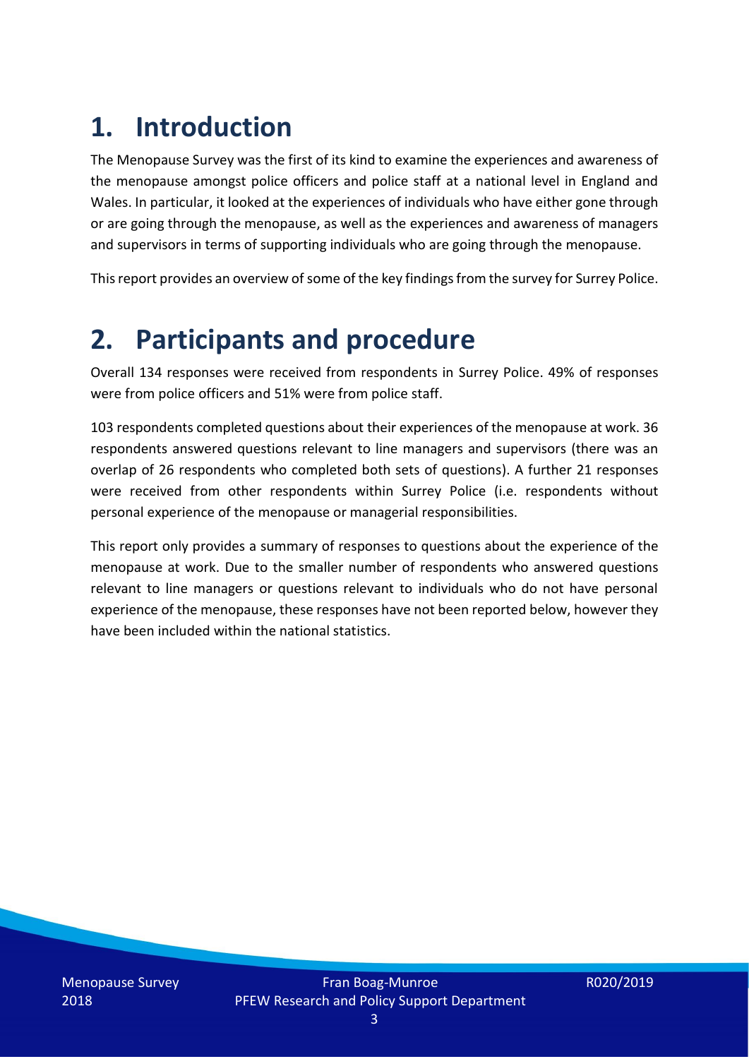# 1. Introduction

The Menopause Survey was the first of its kind to examine the experiences and awareness of the menopause amongst police officers and police staff at a national level in England and Wales. In particular, it looked at the experiences of individuals who have either gone through or are going through the menopause, as well as the experiences and awareness of managers and supervisors in terms of supporting individuals who are going through the menopause.

This report provides an overview of some of the key findings from the survey for Surrey Police.

# 2. Participants and procedure

Overall 134 responses were received from respondents in Surrey Police. 49% of responses were from police officers and 51% were from police staff.

103 respondents completed questions about their experiences of the menopause at work. 36 respondents answered questions relevant to line managers and supervisors (there was an overlap of 26 respondents who completed both sets of questions). A further 21 responses were received from other respondents within Surrey Police (i.e. respondents without personal experience of the menopause or managerial responsibilities.

This report only provides a summary of responses to questions about the experience of the menopause at work. Due to the smaller number of respondents who answered questions relevant to line managers or questions relevant to individuals who do not have personal experience of the menopause, these responses have not been reported below, however they have been included within the national statistics.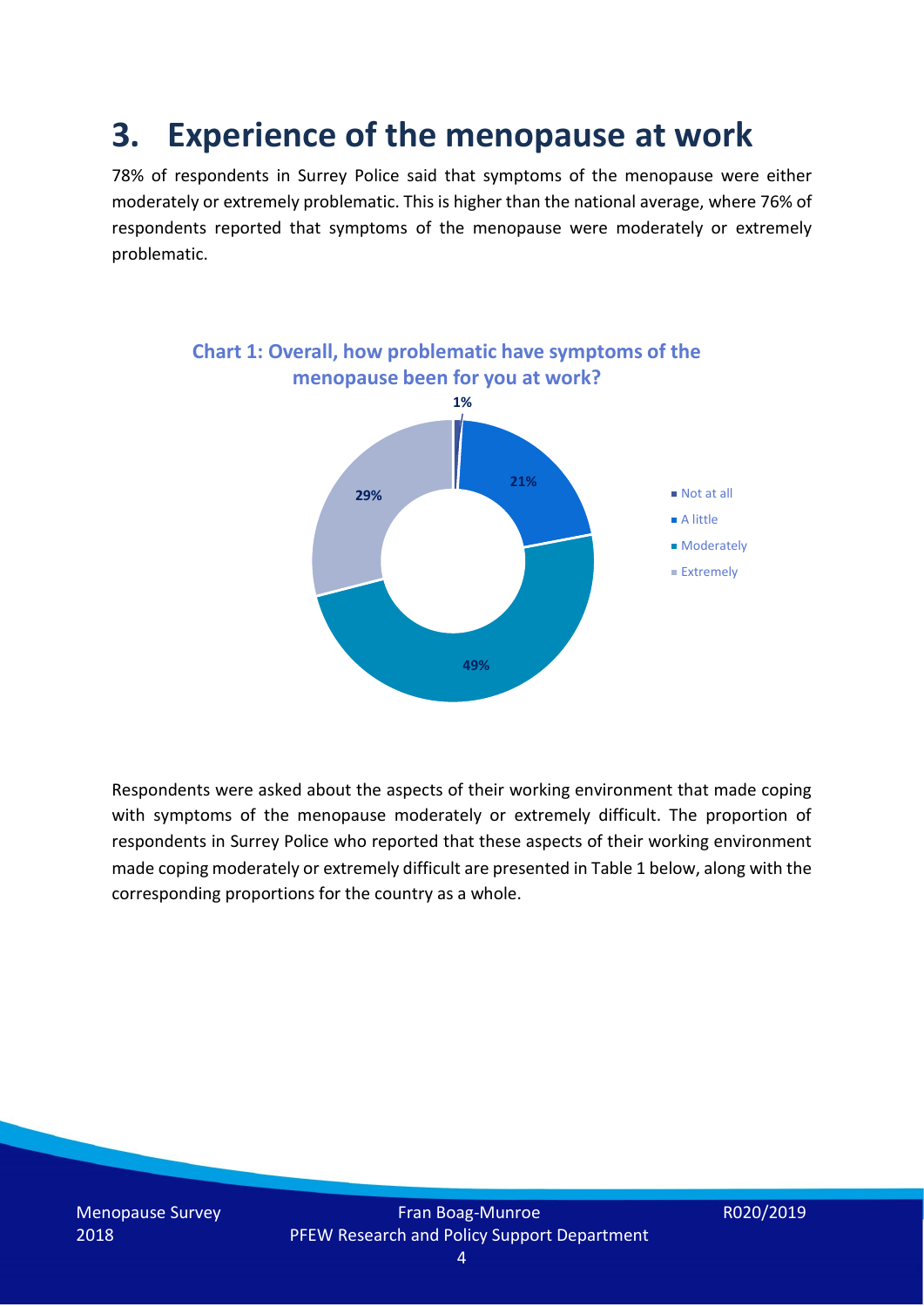# 3. Experience of the menopause at work

78% of respondents in Surrey Police said that symptoms of the menopause were either moderately or extremely problematic. This is higher than the national average, where 76% of respondents reported that symptoms of the menopause were moderately or extremely problematic.

**Chart 1: Overall, how problematic have symptoms of the menopause been for you at work?**

| Response | Percentage |
| --- | --- |
| Not at all | 1% |
| A little | 21% |
| Moderately | 49% |
| Extremely | 29% |

Respondents were asked about the aspects of their working environment that made coping with symptoms of the menopause moderately or extremely difficult. The proportion of respondents in Surrey Police who reported that these aspects of their working environment made coping moderately or extremely difficult are presented in Table 1 below, along with the corresponding proportions for the country as a whole.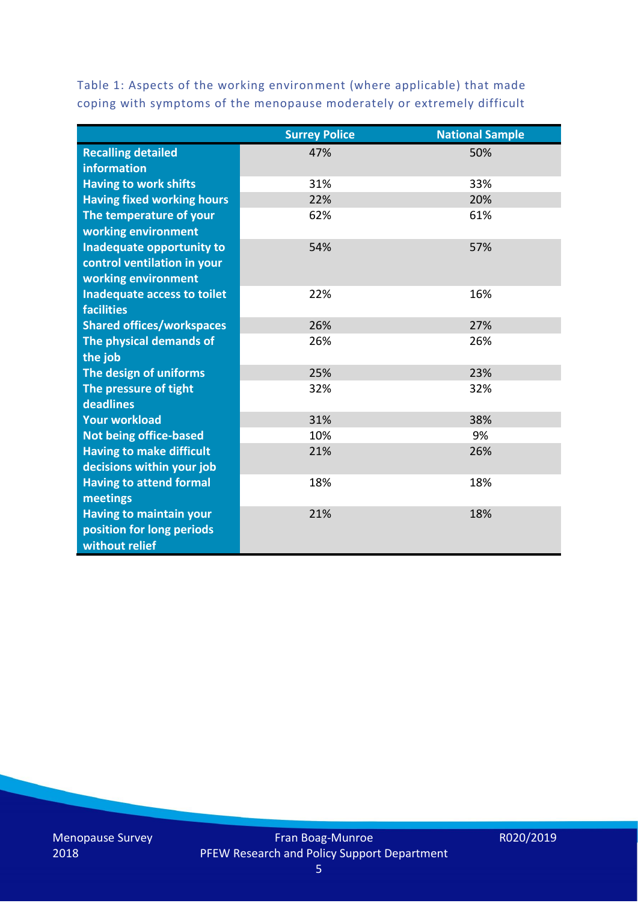Table 1: Aspects of the working environment (where applicable) that made coping with symptoms of the menopause moderately or extremely difficult

| | Surrey Police | National Sample |
|---|---|---|
| **Recalling detailed information** | 47% | 50% |
| **Having to work shifts** | 31% | 33% |
| **Having fixed working hours** | 22% | 20% |
| **The temperature of your working environment** | 62% | 61% |
| **Inadequate opportunity to control ventilation in your working environment** | 54% | 57% |
| **Inadequate access to toilet facilities** | 22% | 16% |
| **Shared offices/workspaces** | 26% | 27% |
| **The physical demands of the job** | 26% | 26% |
| **The design of uniforms** | 25% | 23% |
| **The pressure of tight deadlines** | 32% | 32% |
| **Your workload** | 31% | 38% |
| **Not being office-based** | 10% | 9% |
| **Having to make difficult decisions within your job** | 21% | 26% |
| **Having to attend formal meetings** | 18% | 18% |
| **Having to maintain your position for long periods without relief** | 21% | 18% |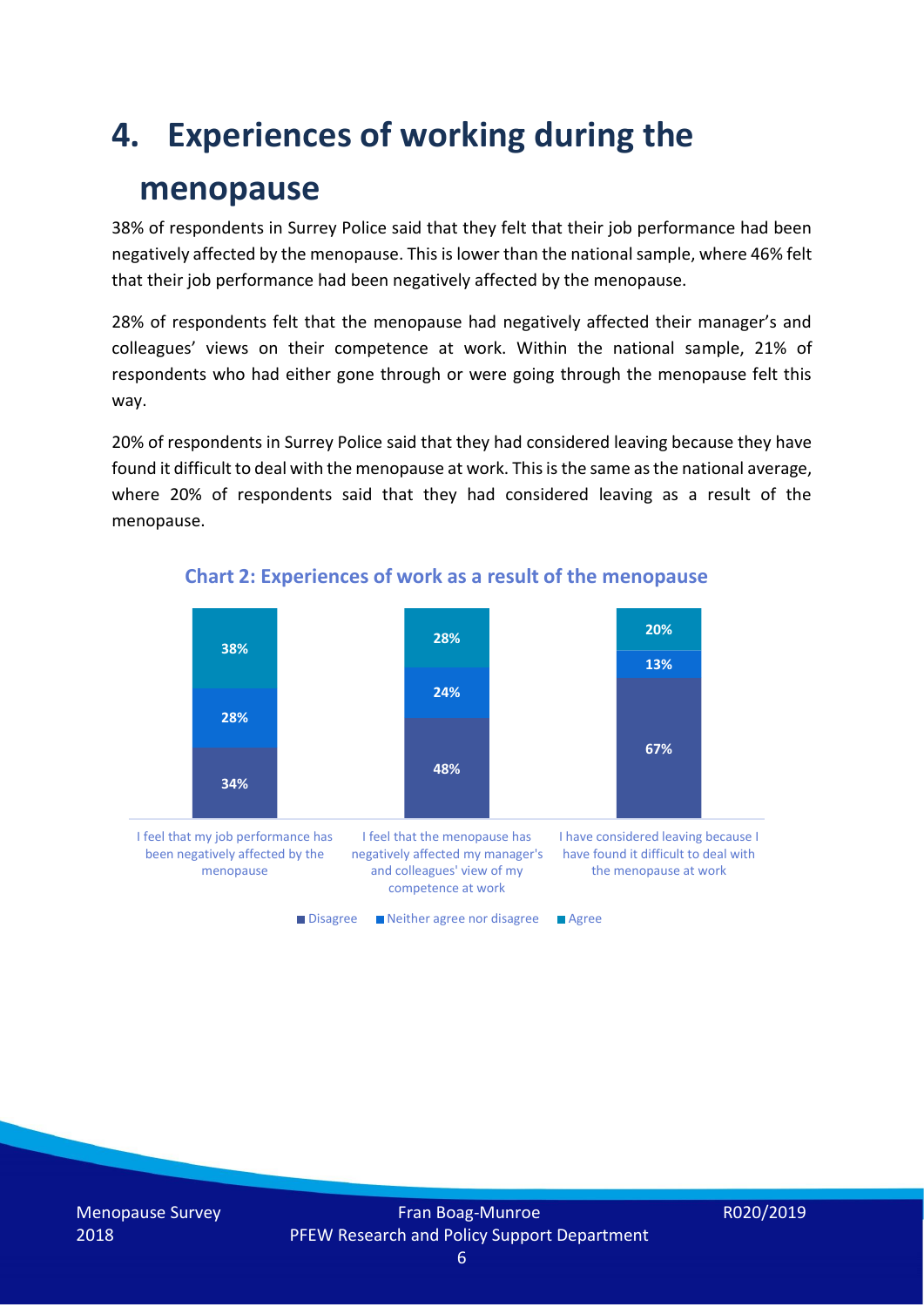# 4. Experiences of working during the menopause

38% of respondents in Surrey Police said that they felt that their job performance had been negatively affected by the menopause. This is lower than the national sample, where 46% felt that their job performance had been negatively affected by the menopause.

28% of respondents felt that the menopause had negatively affected their manager's and colleagues' views on their competence at work. Within the national sample, 21% of respondents who had either gone through or were going through the menopause felt this way.

20% of respondents in Surrey Police said that they had considered leaving because they have found it difficult to deal with the menopause at work. This is the same as the national average, where 20% of respondents said that they had considered leaving as a result of the menopause.

**Chart 2: Experiences of work as a result of the menopause**

| | Disagree | Neither agree nor disagree | Agree |
|---|---|---|---|
| I feel that my job performance has been negatively affected by the menopause | 34% | 28% | 38% |
| I feel that the menopause has negatively affected my manager's and colleagues' view of my competence at work | 48% | 24% | 28% |
| I have considered leaving because I have found it difficult to deal with the menopause at work | 67% | 13% | 20% |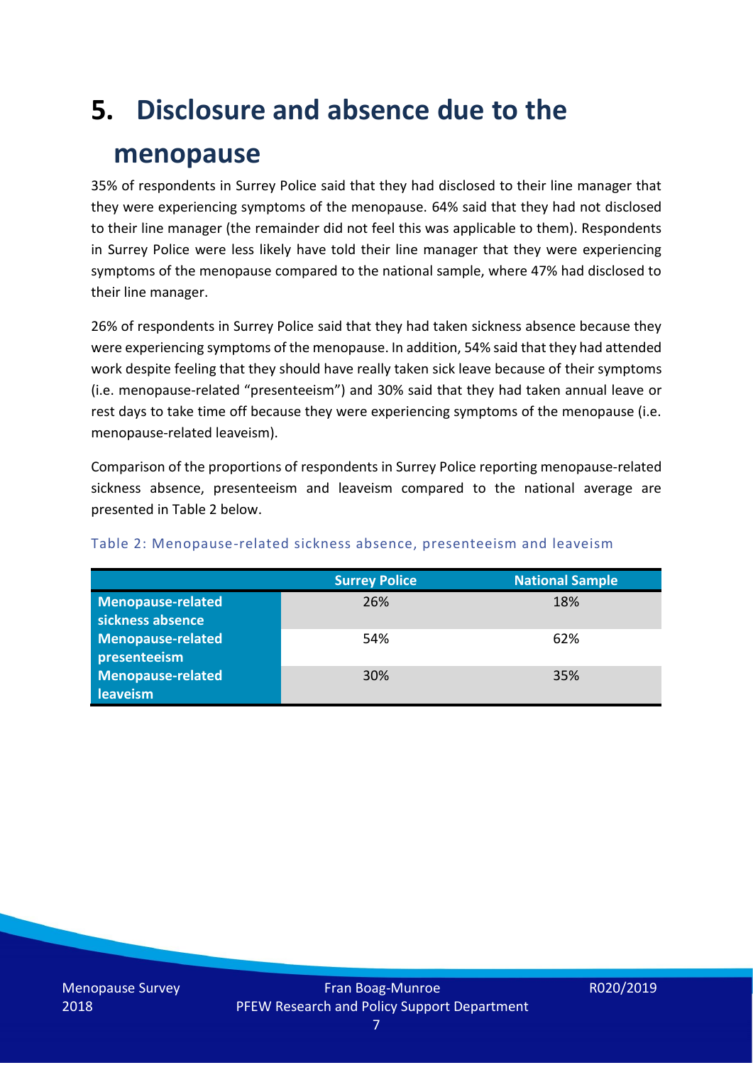# 5. Disclosure and absence due to the menopause

35% of respondents in Surrey Police said that they had disclosed to their line manager that they were experiencing symptoms of the menopause. 64% said that they had not disclosed to their line manager (the remainder did not feel this was applicable to them). Respondents in Surrey Police were less likely have told their line manager that they were experiencing symptoms of the menopause compared to the national sample, where 47% had disclosed to their line manager.

26% of respondents in Surrey Police said that they had taken sickness absence because they were experiencing symptoms of the menopause. In addition, 54% said that they had attended work despite feeling that they should have really taken sick leave because of their symptoms (i.e. menopause-related "presenteeism") and 30% said that they had taken annual leave or rest days to take time off because they were experiencing symptoms of the menopause (i.e. menopause-related leaveism).

Comparison of the proportions of respondents in Surrey Police reporting menopause-related sickness absence, presenteeism and leaveism compared to the national average are presented in Table 2 below.

Table 2: Menopause-related sickness absence, presenteeism and leaveism

| | Surrey Police | National Sample |
|---|---|---|
| **Menopause-related sickness absence** | 26% | 18% |
| **Menopause-related presenteeism** | 54% | 62% |
| **Menopause-related leaveism** | 30% | 35% |